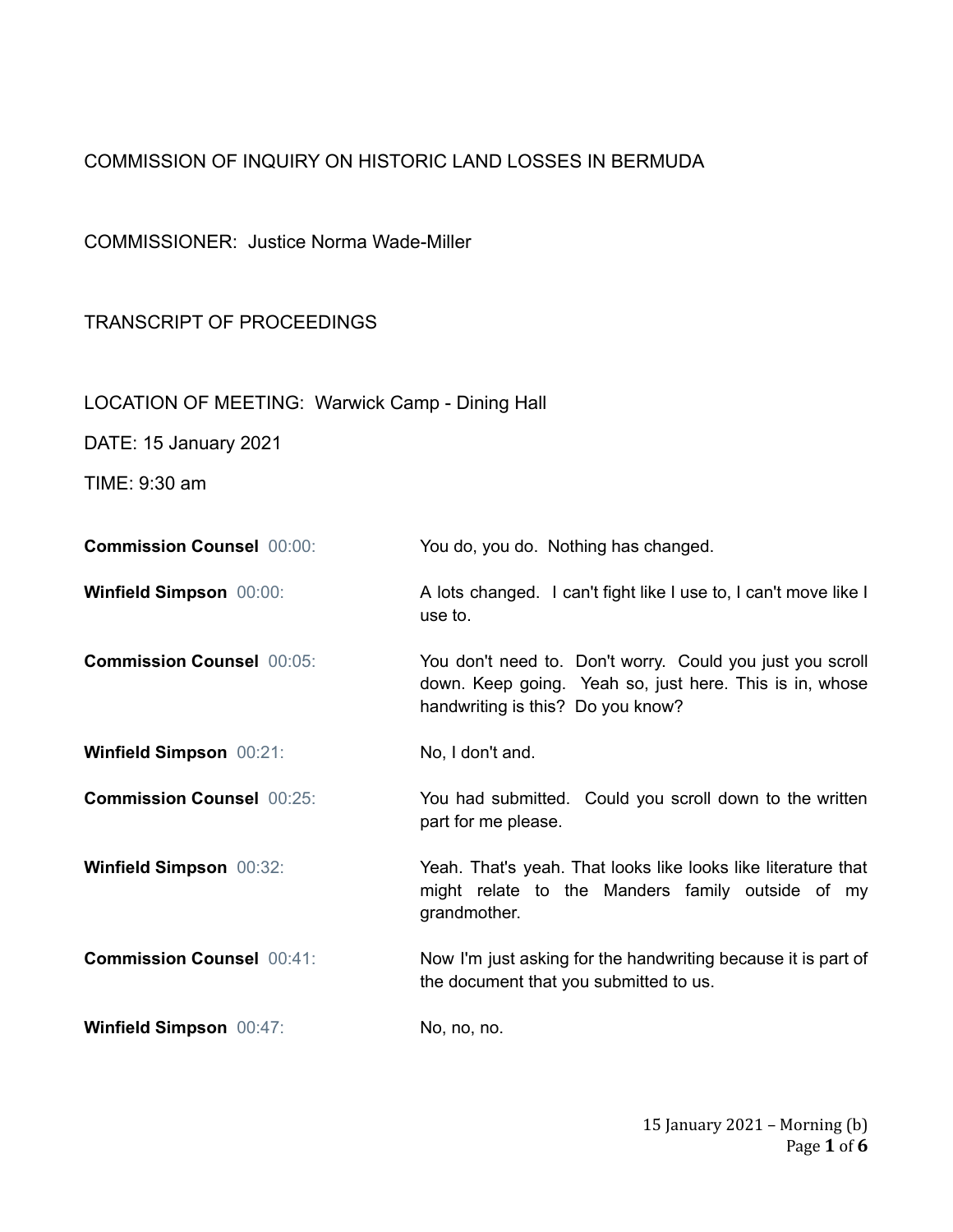COMMISSION OF INQUIRY ON HISTORIC LAND LOSSES IN BERMUDA

COMMISSIONER: Justice Norma Wade-Miller

TRANSCRIPT OF PROCEEDINGS

LOCATION OF MEETING: Warwick Camp - Dining Hall

DATE: 15 January 2021

TIME: 9:30 am

| | |
|---|---|
| **Commission Counsel** 00:00: | You do, you do. Nothing has changed. |
| **Winfield Simpson** 00:00: | A lots changed. I can't fight like I use to, I can't move like I use to. |
| **Commission Counsel** 00:05: | You don't need to. Don't worry. Could you just you scroll down. Keep going. Yeah so, just here. This is in, whose handwriting is this? Do you know? |
| **Winfield Simpson** 00:21: | No, I don't and. |
| **Commission Counsel** 00:25: | You had submitted. Could you scroll down to the written part for me please. |
| **Winfield Simpson** 00:32: | Yeah. That's yeah. That looks like looks like literature that might relate to the Manders family outside of my grandmother. |
| **Commission Counsel** 00:41: | Now I'm just asking for the handwriting because it is part of the document that you submitted to us. |
| **Winfield Simpson** 00:47: | No, no, no. |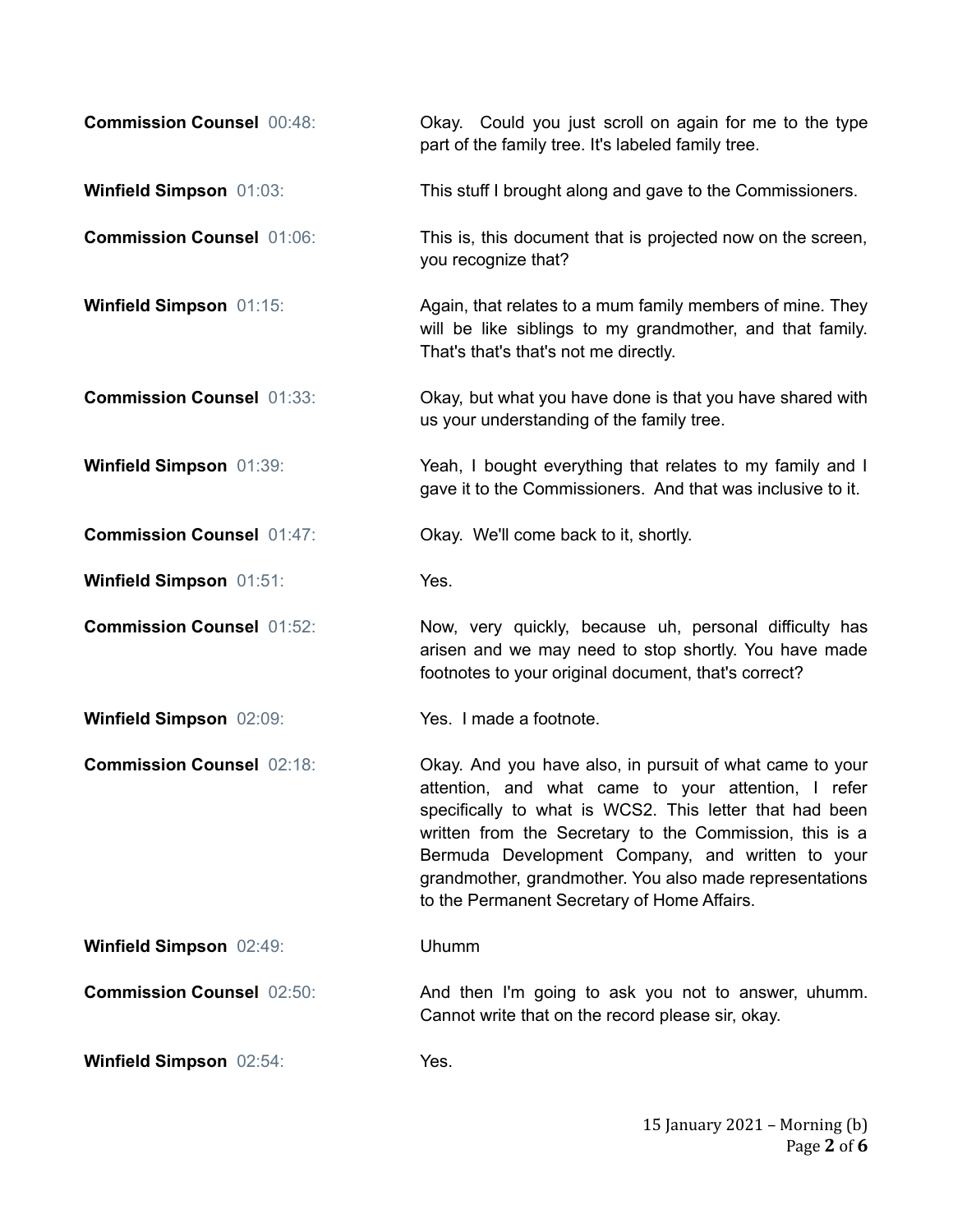**Commission Counsel** 00:48: Okay. Could you just scroll on again for me to the type part of the family tree. It's labeled family tree.

**Winfield Simpson** 01:03: This stuff I brought along and gave to the Commissioners.

**Commission Counsel** 01:06: This is, this document that is projected now on the screen, you recognize that?

**Winfield Simpson** 01:15: Again, that relates to a mum family members of mine. They will be like siblings to my grandmother, and that family. That's that's that's not me directly.

**Commission Counsel** 01:33: Okay, but what you have done is that you have shared with us your understanding of the family tree.

**Winfield Simpson** 01:39: Yeah, I bought everything that relates to my family and I gave it to the Commissioners. And that was inclusive to it.

**Commission Counsel** 01:47: Okay. We'll come back to it, shortly.

**Winfield Simpson** 01:51: Yes.

**Commission Counsel** 01:52: Now, very quickly, because uh, personal difficulty has arisen and we may need to stop shortly. You have made footnotes to your original document, that's correct?

**Winfield Simpson** 02:09: Yes. I made a footnote.

**Commission Counsel** 02:18: Okay. And you have also, in pursuit of what came to your attention, and what came to your attention, I refer specifically to what is WCS2. This letter that had been written from the Secretary to the Commission, this is a Bermuda Development Company, and written to your grandmother, grandmother. You also made representations to the Permanent Secretary of Home Affairs.

**Winfield Simpson** 02:49: Uhumm

**Commission Counsel** 02:50: And then I'm going to ask you not to answer, uhumm. Cannot write that on the record please sir, okay.

**Winfield Simpson** 02:54: Yes.

15 January 2021 – Morning (b)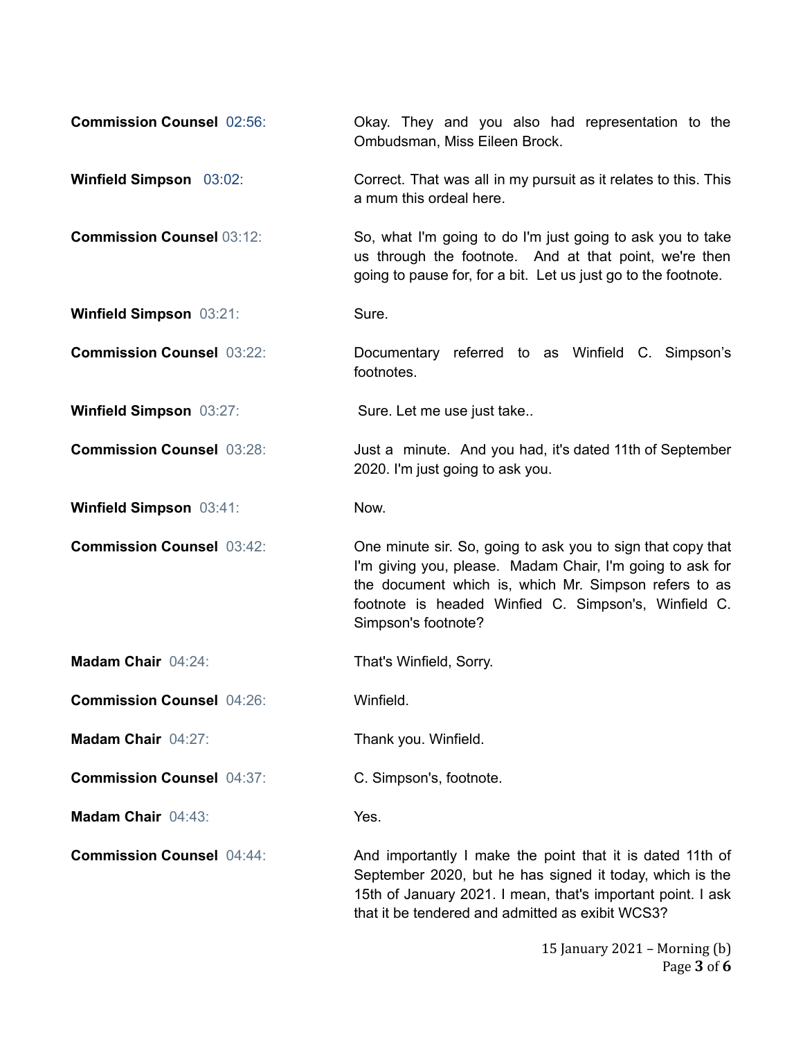**Commission Counsel** 02:56: Okay. They and you also had representation to the Ombudsman, Miss Eileen Brock.

**Winfield Simpson** 03:02: Correct. That was all in my pursuit as it relates to this. This a mum this ordeal here.

**Commission Counsel** 03:12: So, what I'm going to do I'm just going to ask you to take us through the footnote. And at that point, we're then going to pause for, for a bit. Let us just go to the footnote.

**Winfield Simpson** 03:21: Sure.

**Commission Counsel** 03:22: Documentary referred to as Winfield C. Simpson's footnotes.

**Winfield Simpson** 03:27: Sure. Let me use just take..

**Commission Counsel** 03:28: Just a minute. And you had, it's dated 11th of September 2020. I'm just going to ask you.

**Winfield Simpson** 03:41: Now.

**Commission Counsel** 03:42: One minute sir. So, going to ask you to sign that copy that I'm giving you, please. Madam Chair, I'm going to ask for the document which is, which Mr. Simpson refers to as footnote is headed Winfied C. Simpson's, Winfield C. Simpson's footnote?

**Madam Chair** 04:24: That's Winfield, Sorry.

**Commission Counsel** 04:26: Winfield.

**Madam Chair** 04:27: Thank you. Winfield.

**Commission Counsel** 04:37: C. Simpson's, footnote.

**Madam Chair** 04:43: Yes.

**Commission Counsel** 04:44: And importantly I make the point that it is dated 11th of September 2020, but he has signed it today, which is the 15th of January 2021. I mean, that's important point. I ask that it be tendered and admitted as exibit WCS3?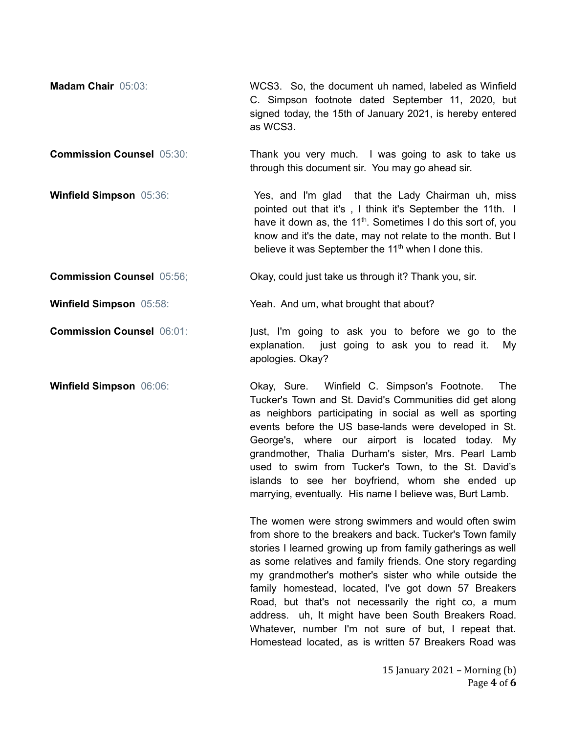**Madam Chair** 05:03: WCS3. So, the document uh named, labeled as Winfield C. Simpson footnote dated September 11, 2020, but signed today, the 15th of January 2021, is hereby entered as WCS3.

**Commission Counsel** 05:30: Thank you very much. I was going to ask to take us through this document sir. You may go ahead sir.

**Winfield Simpson** 05:36: Yes, and I'm glad that the Lady Chairman uh, miss pointed out that it's , I think it's September the 11th. I have it down as, the 11th. Sometimes I do this sort of, you know and it's the date, may not relate to the month. But I believe it was September the 11th when I done this.

**Commission Counsel** 05:56; Okay, could just take us through it? Thank you, sir.

**Winfield Simpson** 05:58: Yeah. And um, what brought that about?

**Commission Counsel** 06:01: Just, I'm going to ask you to before we go to the explanation. just going to ask you to read it. My apologies. Okay?

**Winfield Simpson** 06:06: Okay, Sure. Winfield C. Simpson's Footnote. The Tucker's Town and St. David's Communities did get along as neighbors participating in social as well as sporting events before the US base-lands were developed in St. George's, where our airport is located today. My grandmother, Thalia Durham's sister, Mrs. Pearl Lamb used to swim from Tucker's Town, to the St. David's islands to see her boyfriend, whom she ended up marrying, eventually. His name I believe was, Burt Lamb.

The women were strong swimmers and would often swim from shore to the breakers and back. Tucker's Town family stories I learned growing up from family gatherings as well as some relatives and family friends. One story regarding my grandmother's mother's sister who while outside the family homestead, located, I've got down 57 Breakers Road, but that's not necessarily the right co, a mum address. uh, It might have been South Breakers Road. Whatever, number I'm not sure of but, I repeat that. Homestead located, as is written 57 Breakers Road was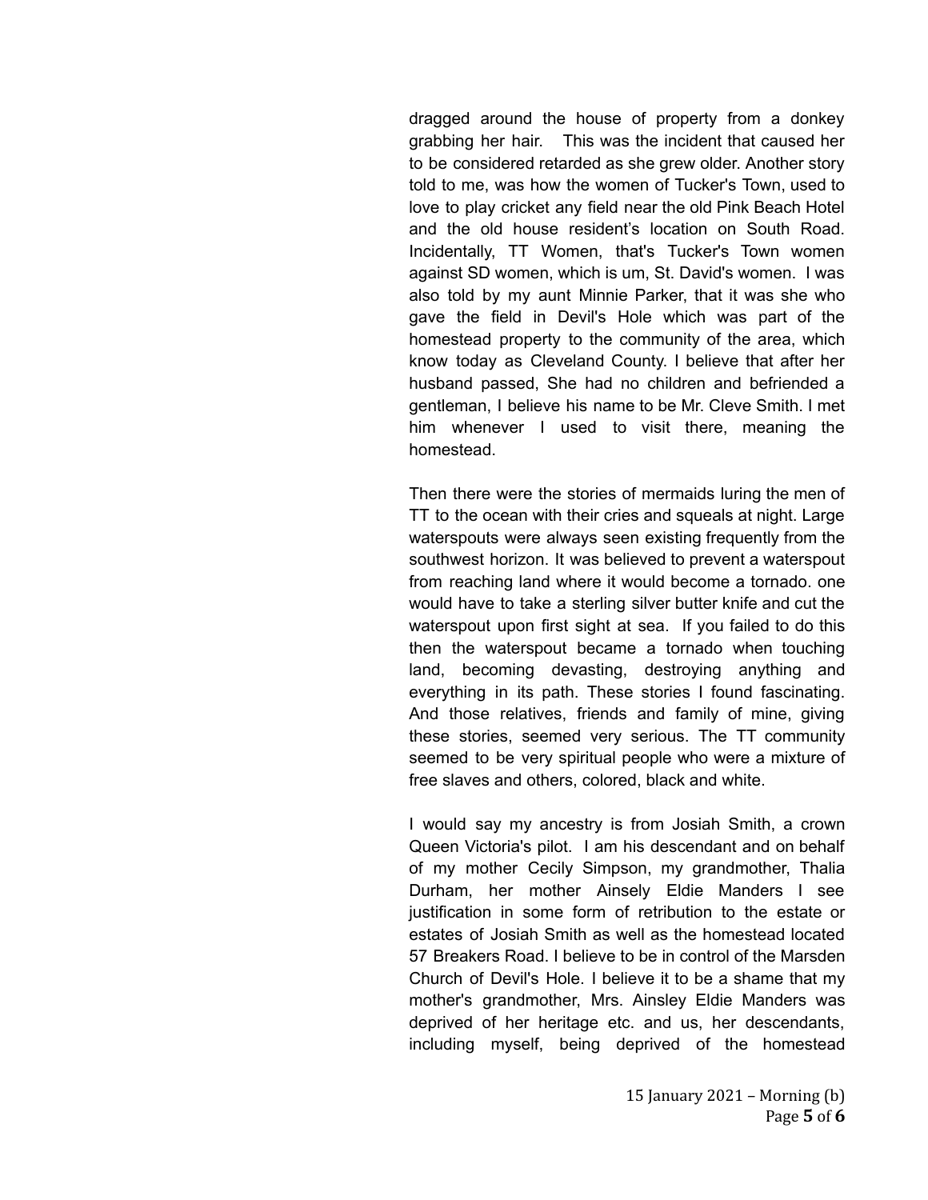dragged around the house of property from a donkey grabbing her hair. This was the incident that caused her to be considered retarded as she grew older. Another story told to me, was how the women of Tucker's Town, used to love to play cricket any field near the old Pink Beach Hotel and the old house resident's location on South Road. Incidentally, TT Women, that's Tucker's Town women against SD women, which is um, St. David's women. I was also told by my aunt Minnie Parker, that it was she who gave the field in Devil's Hole which was part of the homestead property to the community of the area, which know today as Cleveland County. I believe that after her husband passed, She had no children and befriended a gentleman, I believe his name to be Mr. Cleve Smith. I met him whenever I used to visit there, meaning the homestead.

Then there were the stories of mermaids luring the men of TT to the ocean with their cries and squeals at night. Large waterspouts were always seen existing frequently from the southwest horizon. It was believed to prevent a waterspout from reaching land where it would become a tornado. one would have to take a sterling silver butter knife and cut the waterspout upon first sight at sea. If you failed to do this then the waterspout became a tornado when touching land, becoming devasting, destroying anything and everything in its path. These stories I found fascinating. And those relatives, friends and family of mine, giving these stories, seemed very serious. The TT community seemed to be very spiritual people who were a mixture of free slaves and others, colored, black and white.

I would say my ancestry is from Josiah Smith, a crown Queen Victoria's pilot. I am his descendant and on behalf of my mother Cecily Simpson, my grandmother, Thalia Durham, her mother Ainsely Eldie Manders I see justification in some form of retribution to the estate or estates of Josiah Smith as well as the homestead located 57 Breakers Road. I believe to be in control of the Marsden Church of Devil's Hole. I believe it to be a shame that my mother's grandmother, Mrs. Ainsley Eldie Manders was deprived of her heritage etc. and us, her descendants, including myself, being deprived of the homestead

15 January 2021 – Morning (b)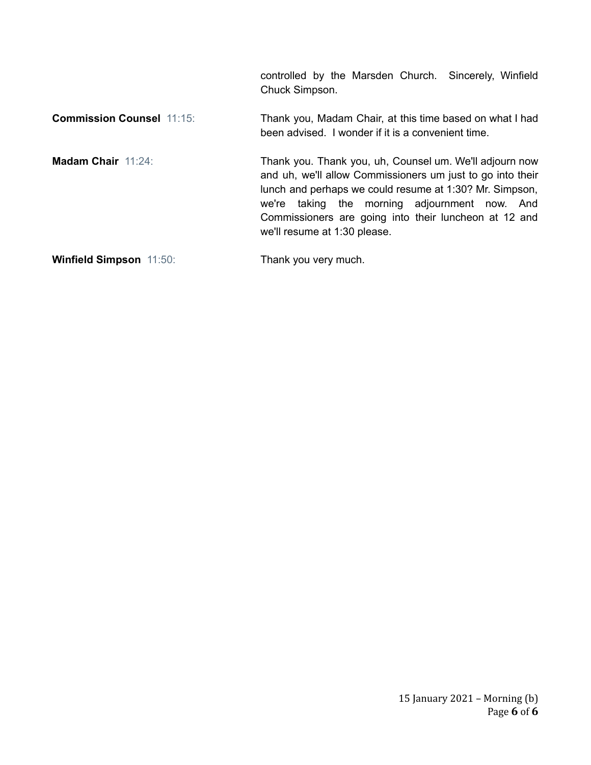controlled by the Marsden Church. Sincerely, Winfield Chuck Simpson.

**Commission Counsel** 11:15: Thank you, Madam Chair, at this time based on what I had been advised. I wonder if it is a convenient time.

**Madam Chair** 11:24: Thank you. Thank you, uh, Counsel um. We'll adjourn now and uh, we'll allow Commissioners um just to go into their lunch and perhaps we could resume at 1:30? Mr. Simpson, we're taking the morning adjournment now. And Commissioners are going into their luncheon at 12 and we'll resume at 1:30 please.

**Winfield Simpson** 11:50: Thank you very much.